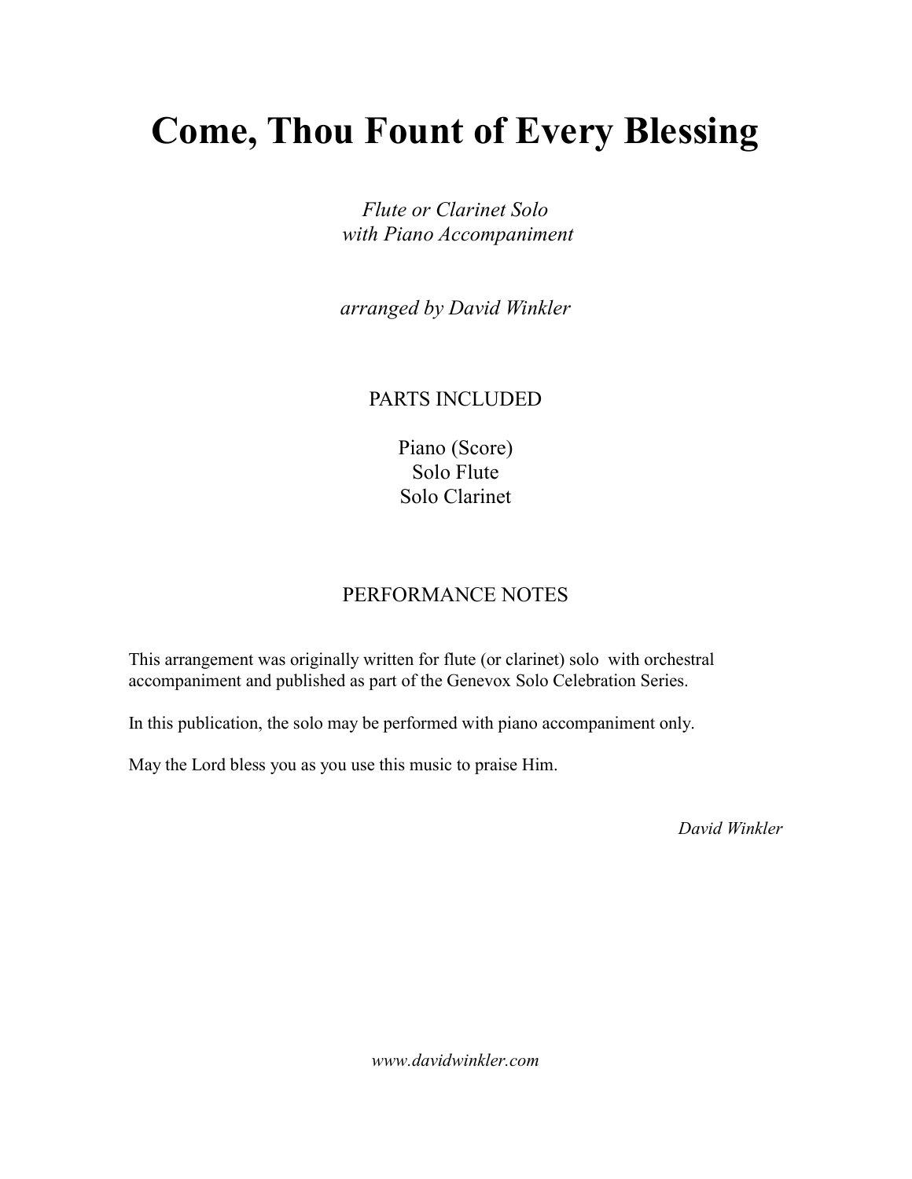# Come, Thou Fount of Every Blessing

*Flute or Clarinet Solo*
*with Piano Accompaniment*

*arranged by David Winkler*

## PARTS INCLUDED

Piano (Score)
Solo Flute
Solo Clarinet

## PERFORMANCE NOTES

This arrangement was originally written for flute (or clarinet) solo with orchestral accompaniment and published as part of the Genevox Solo Celebration Series.

In this publication, the solo may be performed with piano accompaniment only.

May the Lord bless you as you use this music to praise Him.

*David Winkler*

*www.davidwinkler.com*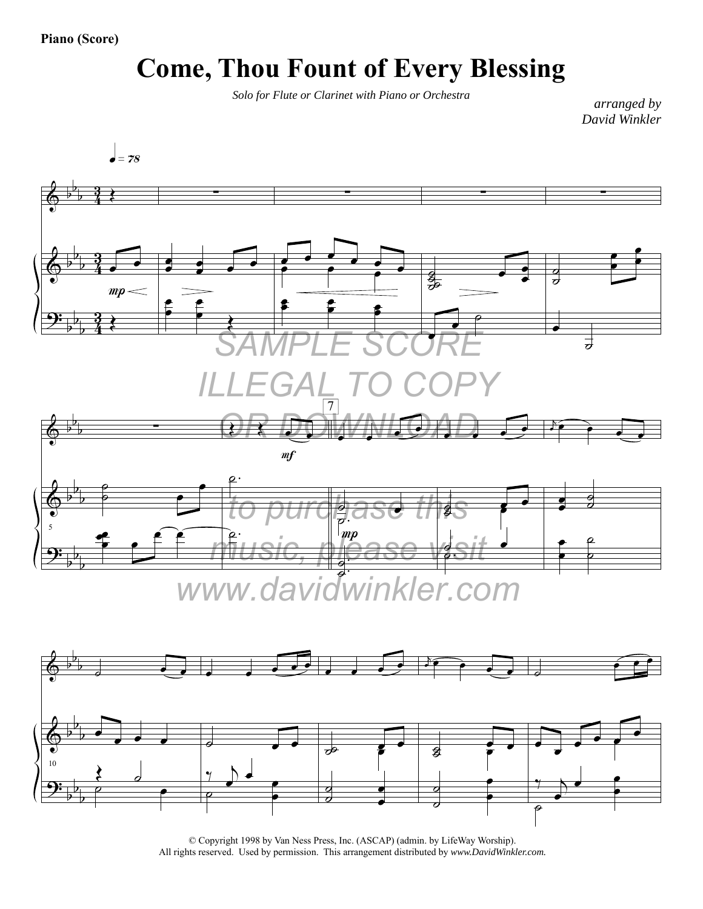**Piano (Score)**

# Come, Thou Fount of Every Blessing

*Solo for Flute or Clarinet with Piano or Orchestra*

*arranged by*
*David Winkler*

SAMPLE SCORE
ILLEGAL TO COPY
OR DOWNLOAD

to purchase this
music, please visit
www.davidwinkler.com

© Copyright 1998 by Van Ness Press, Inc. (ASCAP) (admin. by LifeWay Worship).
All rights reserved. Used by permission. This arrangement distributed by *www.DavidWinkler.com.*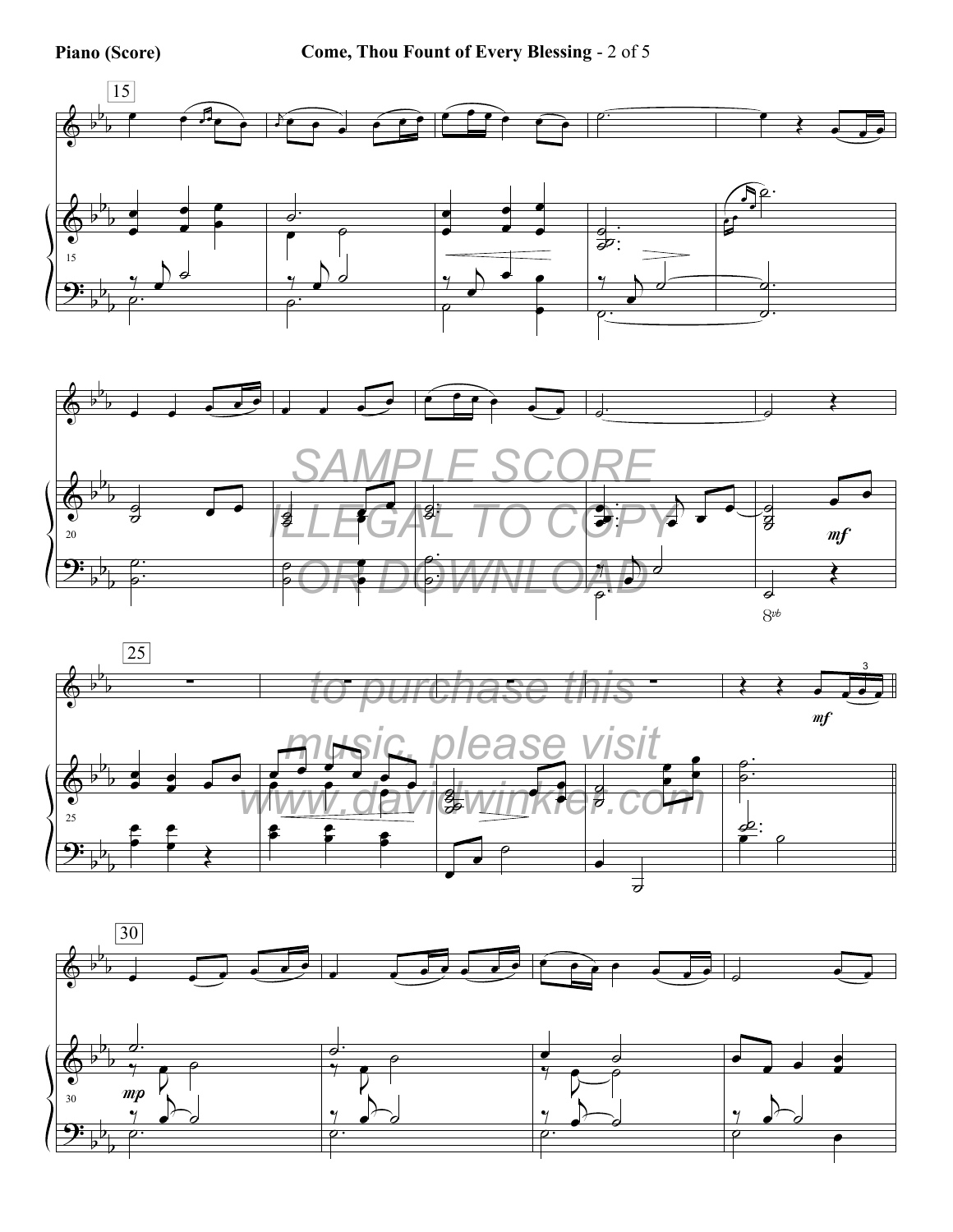SAMPLE SCORE ILLEGAL TO COPY OR DOWNLOAD

to purchase this music, please visit www.davidwinkler.com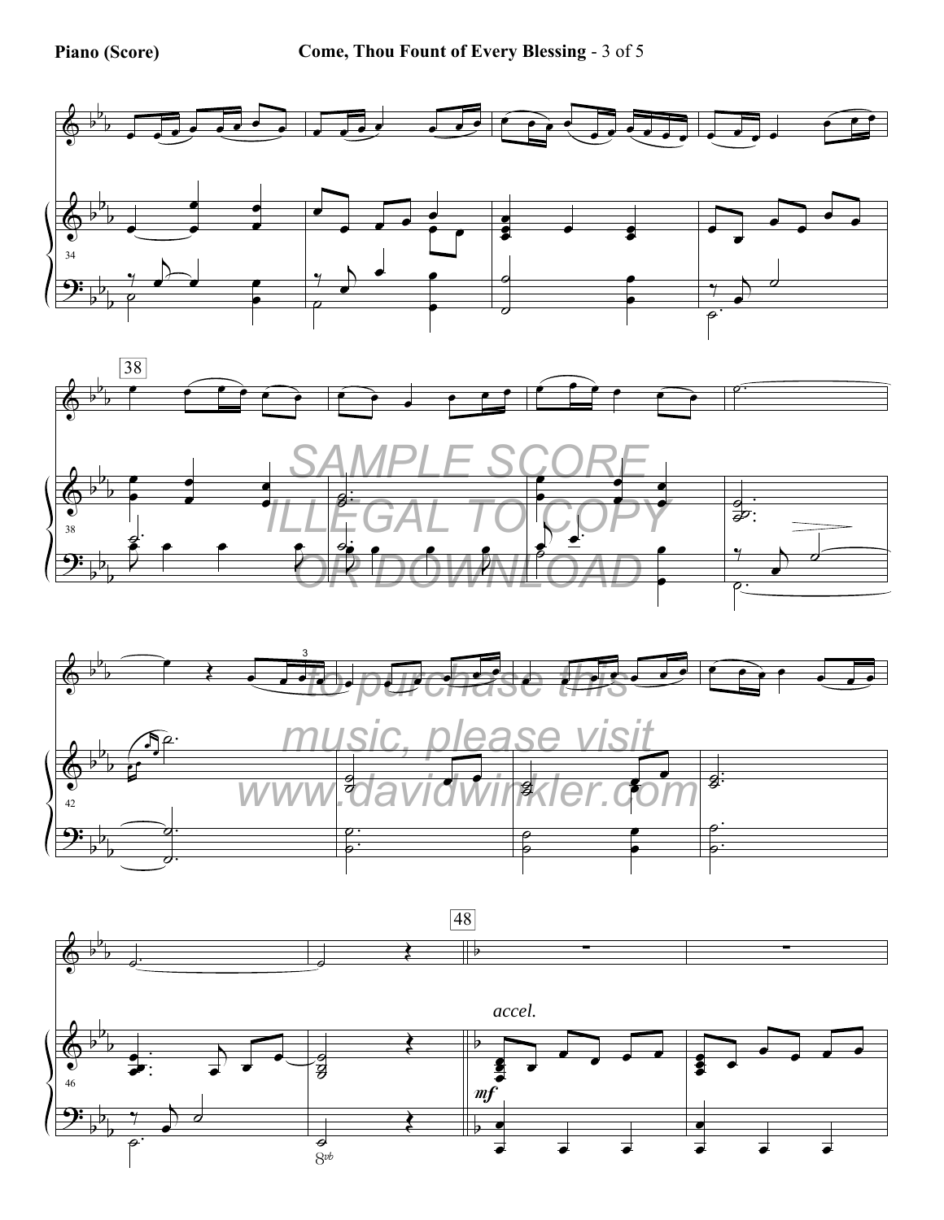SAMPLE SCORE
ILLEGAL TO COPY
OR DOWNLOAD

to purchase this
music, please visit
www.davidwinkler.com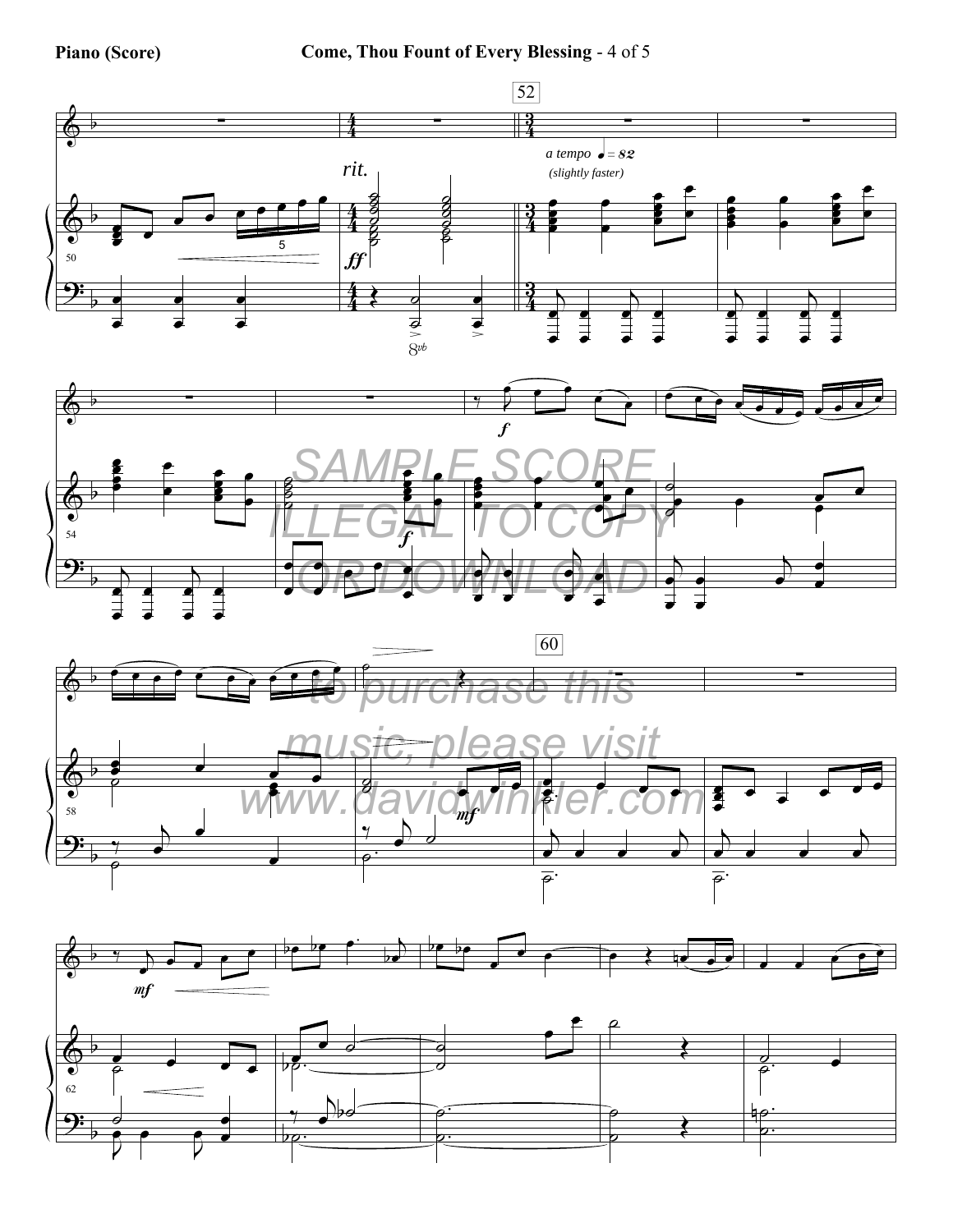SAMPLE SCORE
ILLEGAL TO COPY
OR DOWNLOAD

to purchase this
music, please visit
www.davidwinkler.com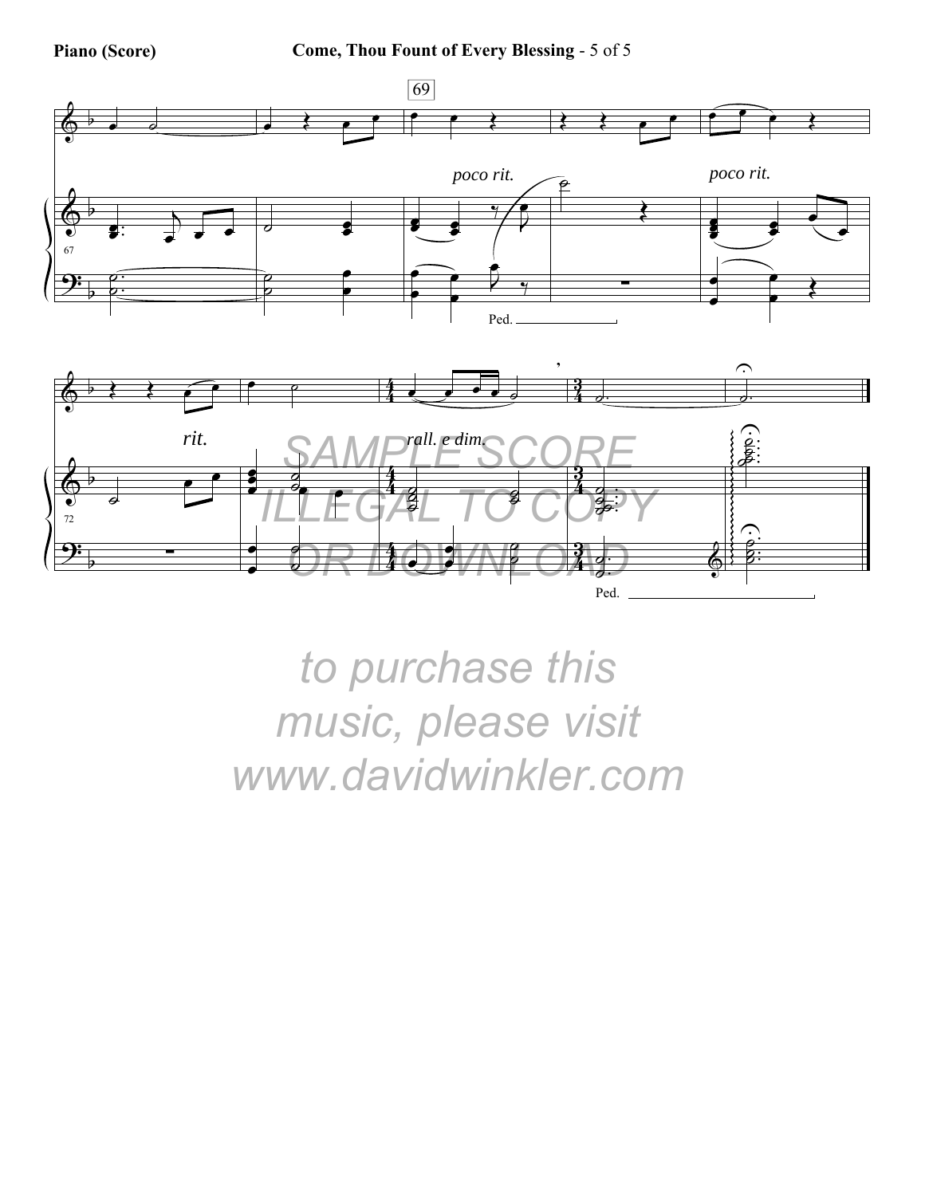SAMPLE SCORE
ILLEGAL TO COPY
OR DOWNLOAD

to purchase this
music, please visit
www.davidwinkler.com